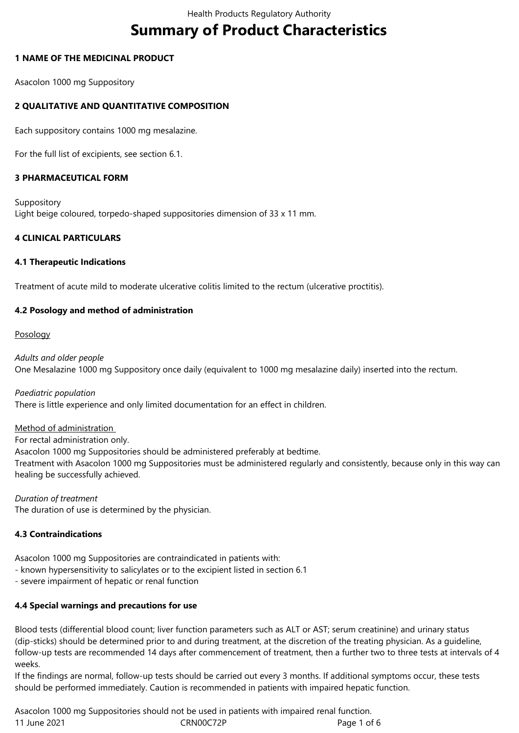# Summary of Product Characteristics

## 1 NAME OF THE MEDICINAL PRODUCT

Asacolon 1000 mg Suppository

## 2 QUALITATIVE AND QUANTITATIVE COMPOSITION

Each suppository contains 1000 mg mesalazine.

For the full list of excipients, see section 6.1.

## 3 PHARMACEUTICAL FORM

Suppository
Light beige coloured, torpedo-shaped suppositories dimension of 33 x 11 mm.

## 4 CLINICAL PARTICULARS

### 4.1 Therapeutic Indications

Treatment of acute mild to moderate ulcerative colitis limited to the rectum (ulcerative proctitis).

### 4.2 Posology and method of administration

Posology

*Adults and older people*
One Mesalazine 1000 mg Suppository once daily (equivalent to 1000 mg mesalazine daily) inserted into the rectum.

*Paediatric population*
There is little experience and only limited documentation for an effect in children.

Method of administration
For rectal administration only.
Asacolon 1000 mg Suppositories should be administered preferably at bedtime.
Treatment with Asacolon 1000 mg Suppositories must be administered regularly and consistently, because only in this way can healing be successfully achieved.

*Duration of treatment*
The duration of use is determined by the physician.

### 4.3 Contraindications

Asacolon 1000 mg Suppositories are contraindicated in patients with:
- known hypersensitivity to salicylates or to the excipient listed in section 6.1
- severe impairment of hepatic or renal function

### 4.4 Special warnings and precautions for use

Blood tests (differential blood count; liver function parameters such as ALT or AST; serum creatinine) and urinary status (dip-sticks) should be determined prior to and during treatment, at the discretion of the treating physician. As a guideline, follow-up tests are recommended 14 days after commencement of treatment, then a further two to three tests at intervals of 4 weeks.
If the findings are normal, follow-up tests should be carried out every 3 months. If additional symptoms occur, these tests should be performed immediately. Caution is recommended in patients with impaired hepatic function.

Asacolon 1000 mg Suppositories should not be used in patients with impaired renal function.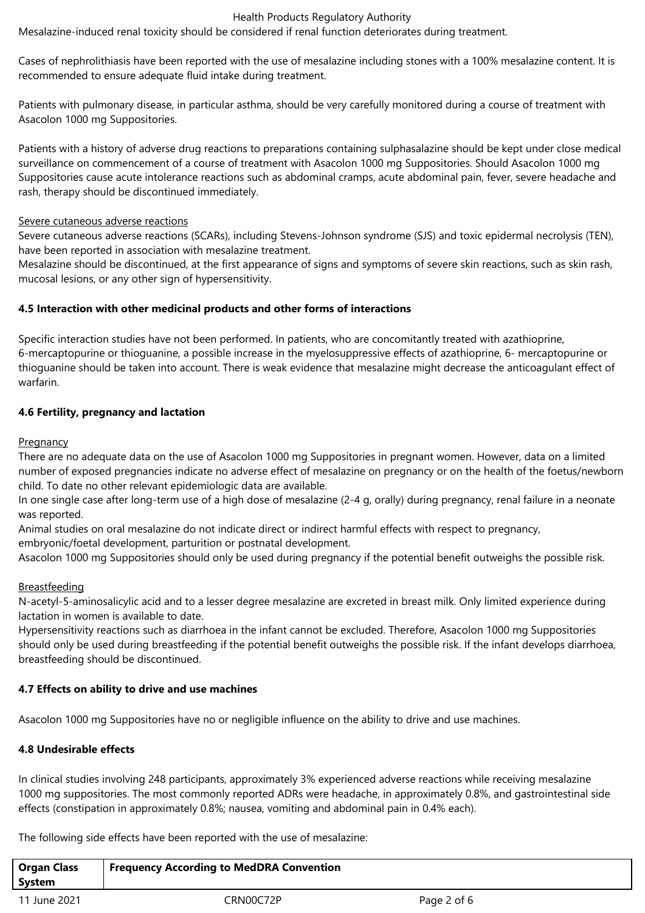Mesalazine-induced renal toxicity should be considered if renal function deteriorates during treatment.

Cases of nephrolithiasis have been reported with the use of mesalazine including stones with a 100% mesalazine content. It is recommended to ensure adequate fluid intake during treatment.

Patients with pulmonary disease, in particular asthma, should be very carefully monitored during a course of treatment with Asacolon 1000 mg Suppositories.

Patients with a history of adverse drug reactions to preparations containing sulphasalazine should be kept under close medical surveillance on commencement of a course of treatment with Asacolon 1000 mg Suppositories. Should Asacolon 1000 mg Suppositories cause acute intolerance reactions such as abdominal cramps, acute abdominal pain, fever, severe headache and rash, therapy should be discontinued immediately.

Severe cutaneous adverse reactions

Severe cutaneous adverse reactions (SCARs), including Stevens-Johnson syndrome (SJS) and toxic epidermal necrolysis (TEN), have been reported in association with mesalazine treatment.

Mesalazine should be discontinued, at the first appearance of signs and symptoms of severe skin reactions, such as skin rash, mucosal lesions, or any other sign of hypersensitivity.

**4.5 Interaction with other medicinal products and other forms of interactions**

Specific interaction studies have not been performed. In patients, who are concomitantly treated with azathioprine, 6-mercaptopurine or thioguanine, a possible increase in the myelosuppressive effects of azathioprine, 6- mercaptopurine or thioguanine should be taken into account. There is weak evidence that mesalazine might decrease the anticoagulant effect of warfarin.

**4.6 Fertility, pregnancy and lactation**

Pregnancy

There are no adequate data on the use of Asacolon 1000 mg Suppositories in pregnant women. However, data on a limited number of exposed pregnancies indicate no adverse effect of mesalazine on pregnancy or on the health of the foetus/newborn child. To date no other relevant epidemiologic data are available.

In one single case after long-term use of a high dose of mesalazine (2-4 g, orally) during pregnancy, renal failure in a neonate was reported.

Animal studies on oral mesalazine do not indicate direct or indirect harmful effects with respect to pregnancy, embryonic/foetal development, parturition or postnatal development.

Asacolon 1000 mg Suppositories should only be used during pregnancy if the potential benefit outweighs the possible risk.

Breastfeeding

N-acetyl-5-aminosalicylic acid and to a lesser degree mesalazine are excreted in breast milk. Only limited experience during lactation in women is available to date.

Hypersensitivity reactions such as diarrhoea in the infant cannot be excluded. Therefore, Asacolon 1000 mg Suppositories should only be used during breastfeeding if the potential benefit outweighs the possible risk. If the infant develops diarrhoea, breastfeeding should be discontinued.

**4.7 Effects on ability to drive and use machines**

Asacolon 1000 mg Suppositories have no or negligible influence on the ability to drive and use machines.

**4.8 Undesirable effects**

In clinical studies involving 248 participants, approximately 3% experienced adverse reactions while receiving mesalazine 1000 mg suppositories. The most commonly reported ADRs were headache, in approximately 0.8%, and gastrointestinal side effects (constipation in approximately 0.8%; nausea, vomiting and abdominal pain in 0.4% each).

The following side effects have been reported with the use of mesalazine:

| Organ Class System | Frequency According to MedDRA Convention |
|---|---|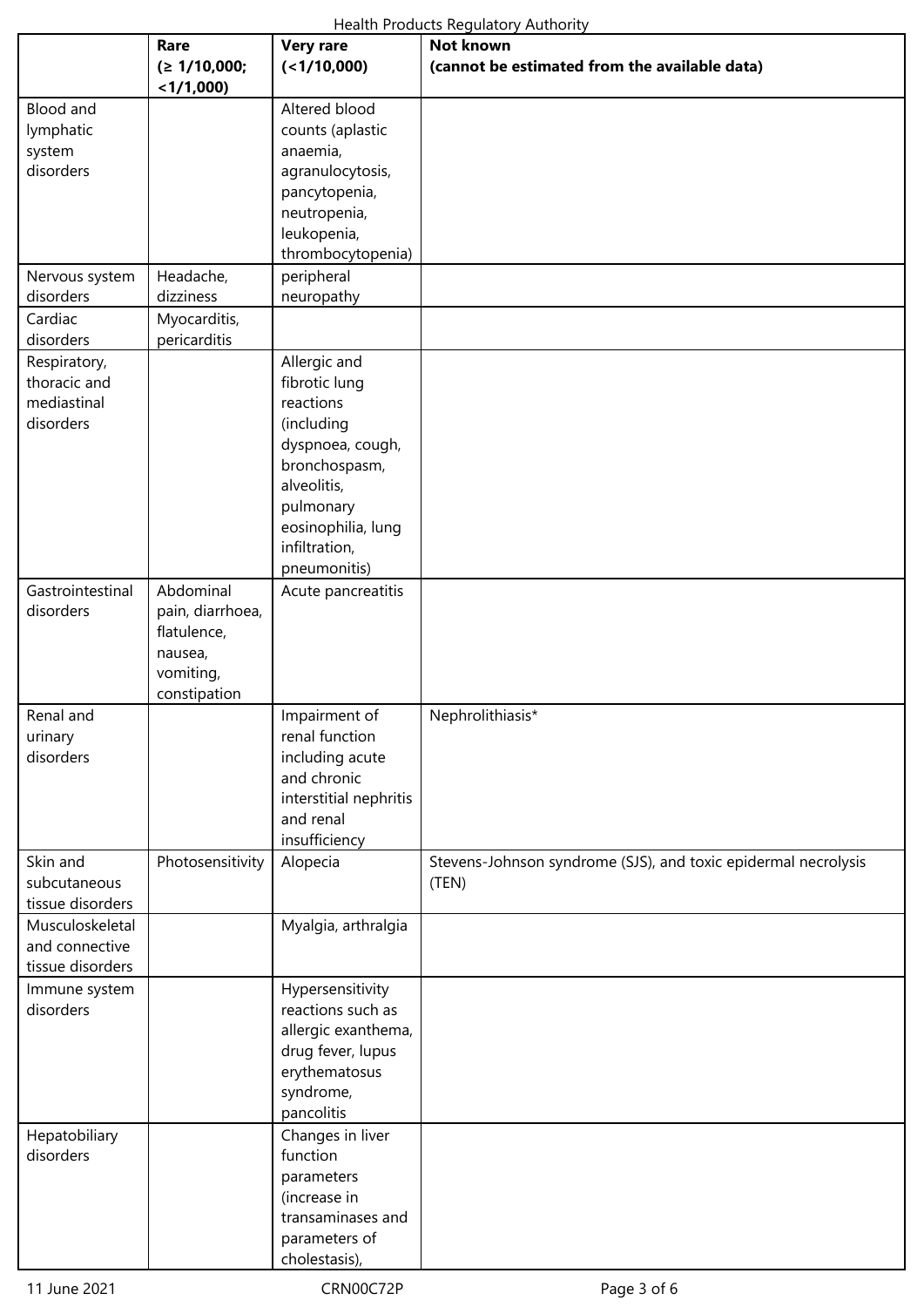| | Rare (≥ 1/10,000; <1/1,000) | Very rare (<1/10,000) | Not known (cannot be estimated from the available data) |
|---|---|---|---|
| Blood and lymphatic system disorders | | Altered blood counts (aplastic anaemia, agranulocytosis, pancytopenia, neutropenia, leukopenia, thrombocytopenia) | |
| Nervous system disorders | Headache, dizziness | peripheral neuropathy | |
| Cardiac disorders | Myocarditis, pericarditis | | |
| Respiratory, thoracic and mediastinal disorders | | Allergic and fibrotic lung reactions (including dyspnoea, cough, bronchospasm, alveolitis, pulmonary eosinophilia, lung infiltration, pneumonitis) | |
| Gastrointestinal disorders | Abdominal pain, diarrhoea, flatulence, nausea, vomiting, constipation | Acute pancreatitis | |
| Renal and urinary disorders | | Impairment of renal function including acute and chronic interstitial nephritis and renal insufficiency | Nephrolithiasis* |
| Skin and subcutaneous tissue disorders | Photosensitivity | Alopecia | Stevens-Johnson syndrome (SJS), and toxic epidermal necrolysis (TEN) |
| Musculoskeletal and connective tissue disorders | | Myalgia, arthralgia | |
| Immune system disorders | | Hypersensitivity reactions such as allergic exanthema, drug fever, lupus erythematosus syndrome, pancolitis | |
| Hepatobiliary disorders | | Changes in liver function parameters (increase in transaminases and parameters of cholestasis), | |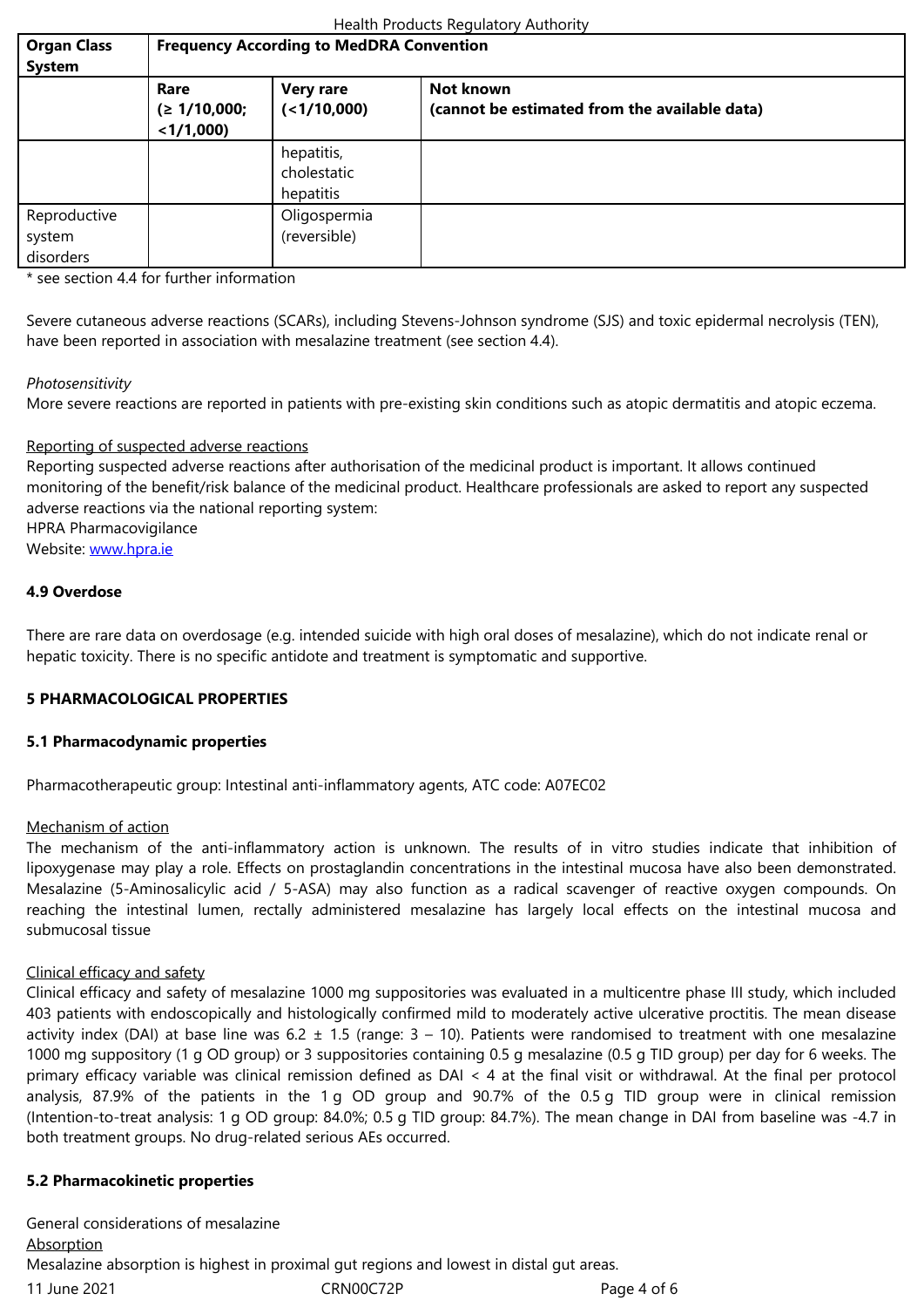| Organ Class System | Frequency According to MedDRA Convention | | |
|---|---|---|---|
| | **Rare (≥ 1/10,000; <1/1,000)** | **Very rare (<1/10,000)** | **Not known (cannot be estimated from the available data)** |
| | | hepatitis, cholestatic hepatitis | |
| Reproductive system disorders | | Oligospermia (reversible) | |

\* see section 4.4 for further information

Severe cutaneous adverse reactions (SCARs), including Stevens-Johnson syndrome (SJS) and toxic epidermal necrolysis (TEN), have been reported in association with mesalazine treatment (see section 4.4).

*Photosensitivity*
More severe reactions are reported in patients with pre-existing skin conditions such as atopic dermatitis and atopic eczema.

Reporting of suspected adverse reactions
Reporting suspected adverse reactions after authorisation of the medicinal product is important. It allows continued monitoring of the benefit/risk balance of the medicinal product. Healthcare professionals are asked to report any suspected adverse reactions via the national reporting system:
HPRA Pharmacovigilance
Website: www.hpra.ie

## 4.9 Overdose

There are rare data on overdosage (e.g. intended suicide with high oral doses of mesalazine), which do not indicate renal or hepatic toxicity. There is no specific antidote and treatment is symptomatic and supportive.

# 5 PHARMACOLOGICAL PROPERTIES

## 5.1 Pharmacodynamic properties

Pharmacotherapeutic group: Intestinal anti-inflammatory agents, ATC code: A07EC02

Mechanism of action
The mechanism of the anti-inflammatory action is unknown. The results of in vitro studies indicate that inhibition of lipoxygenase may play a role. Effects on prostaglandin concentrations in the intestinal mucosa have also been demonstrated. Mesalazine (5-Aminosalicylic acid / 5-ASA) may also function as a radical scavenger of reactive oxygen compounds. On reaching the intestinal lumen, rectally administered mesalazine has largely local effects on the intestinal mucosa and submucosal tissue

Clinical efficacy and safety
Clinical efficacy and safety of mesalazine 1000 mg suppositories was evaluated in a multicentre phase III study, which included 403 patients with endoscopically and histologically confirmed mild to moderately active ulcerative proctitis. The mean disease activity index (DAI) at base line was 6.2 ± 1.5 (range: 3 – 10). Patients were randomised to treatment with one mesalazine 1000 mg suppository (1 g OD group) or 3 suppositories containing 0.5 g mesalazine (0.5 g TID group) per day for 6 weeks. The primary efficacy variable was clinical remission defined as DAI < 4 at the final visit or withdrawal. At the final per protocol analysis, 87.9% of the patients in the 1 g OD group and 90.7% of the 0.5 g TID group were in clinical remission (Intention-to-treat analysis: 1 g OD group: 84.0%; 0.5 g TID group: 84.7%). The mean change in DAI from baseline was -4.7 in both treatment groups. No drug-related serious AEs occurred.

## 5.2 Pharmacokinetic properties

General considerations of mesalazine
Absorption
Mesalazine absorption is highest in proximal gut regions and lowest in distal gut areas.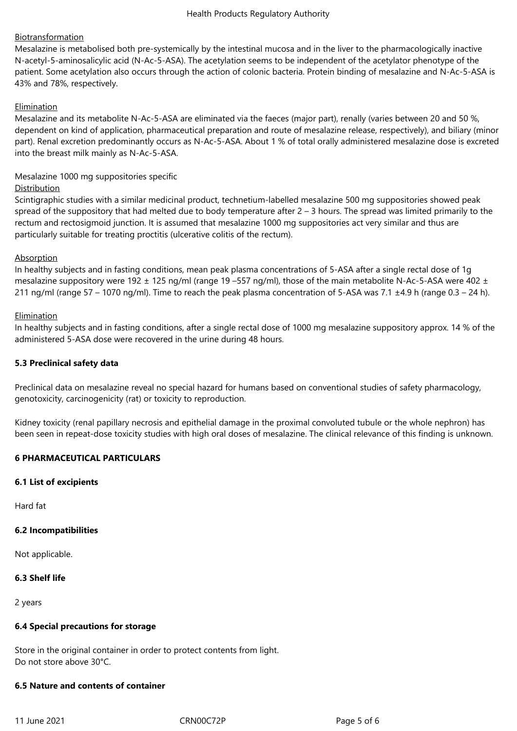Biotransformation

Mesalazine is metabolised both pre-systemically by the intestinal mucosa and in the liver to the pharmacologically inactive N-acetyl-5-aminosalicylic acid (N-Ac-5-ASA). The acetylation seems to be independent of the acetylator phenotype of the patient. Some acetylation also occurs through the action of colonic bacteria. Protein binding of mesalazine and N-Ac-5-ASA is 43% and 78%, respectively.

Elimination

Mesalazine and its metabolite N-Ac-5-ASA are eliminated via the faeces (major part), renally (varies between 20 and 50 %, dependent on kind of application, pharmaceutical preparation and route of mesalazine release, respectively), and biliary (minor part). Renal excretion predominantly occurs as N-Ac-5-ASA. About 1 % of total orally administered mesalazine dose is excreted into the breast milk mainly as N-Ac-5-ASA.

Mesalazine 1000 mg suppositories specific

Distribution

Scintigraphic studies with a similar medicinal product, technetium-labelled mesalazine 500 mg suppositories showed peak spread of the suppository that had melted due to body temperature after 2 – 3 hours. The spread was limited primarily to the rectum and rectosigmoid junction. It is assumed that mesalazine 1000 mg suppositories act very similar and thus are particularly suitable for treating proctitis (ulcerative colitis of the rectum).

Absorption

In healthy subjects and in fasting conditions, mean peak plasma concentrations of 5-ASA after a single rectal dose of 1g mesalazine suppository were 192 ± 125 ng/ml (range 19 –557 ng/ml), those of the main metabolite N-Ac-5-ASA were 402 ± 211 ng/ml (range 57 – 1070 ng/ml). Time to reach the peak plasma concentration of 5-ASA was 7.1 ±4.9 h (range 0.3 – 24 h).

Elimination

In healthy subjects and in fasting conditions, after a single rectal dose of 1000 mg mesalazine suppository approx. 14 % of the administered 5-ASA dose were recovered in the urine during 48 hours.

## 5.3 Preclinical safety data

Preclinical data on mesalazine reveal no special hazard for humans based on conventional studies of safety pharmacology, genotoxicity, carcinogenicity (rat) or toxicity to reproduction.

Kidney toxicity (renal papillary necrosis and epithelial damage in the proximal convoluted tubule or the whole nephron) has been seen in repeat-dose toxicity studies with high oral doses of mesalazine. The clinical relevance of this finding is unknown.

# 6 PHARMACEUTICAL PARTICULARS

## 6.1 List of excipients

Hard fat

## 6.2 Incompatibilities

Not applicable.

## 6.3 Shelf life

2 years

## 6.4 Special precautions for storage

Store in the original container in order to protect contents from light.
Do not store above 30°C.

## 6.5 Nature and contents of container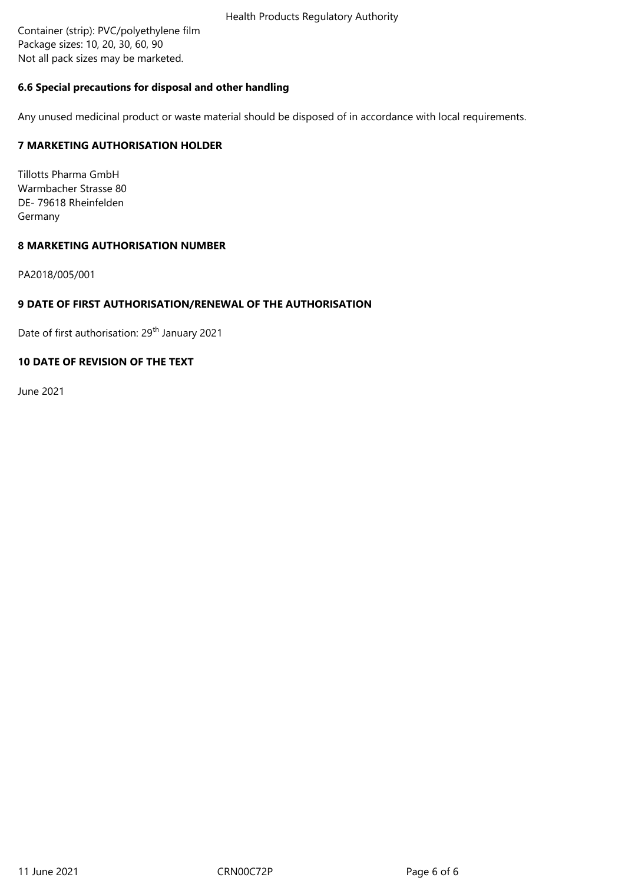Container (strip): PVC/polyethylene film
Package sizes: 10, 20, 30, 60, 90
Not all pack sizes may be marketed.

**6.6 Special precautions for disposal and other handling**

Any unused medicinal product or waste material should be disposed of in accordance with local requirements.

**7 MARKETING AUTHORISATION HOLDER**

Tillotts Pharma GmbH
Warmbacher Strasse 80
DE- 79618 Rheinfelden
Germany

**8 MARKETING AUTHORISATION NUMBER**

PA2018/005/001

**9 DATE OF FIRST AUTHORISATION/RENEWAL OF THE AUTHORISATION**

Date of first authorisation: 29th January 2021

**10 DATE OF REVISION OF THE TEXT**

June 2021